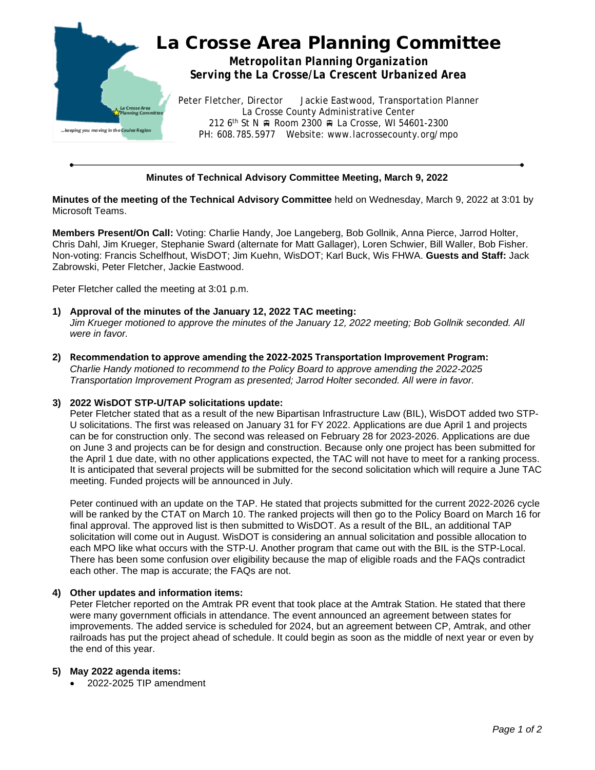# La Crosse Area Planning Committee

**Metropolitan Planning Organization**
**Serving the La Crosse/La Crescent Urbanized Area**

Peter Fletcher, Director    Jackie Eastwood, Transportation Planner
La Crosse County Administrative Center
212 6th St N ▪ Room 2300 ▪ La Crosse, WI 54601-2300
PH: 608.785.5977  Website: www.lacrossecounty.org/mpo

---

**Minutes of Technical Advisory Committee Meeting, March 9, 2022**

**Minutes of the meeting of the Technical Advisory Committee** held on Wednesday, March 9, 2022 at 3:01 by Microsoft Teams.

**Members Present/On Call:** Voting: Charlie Handy, Joe Langeberg, Bob Gollnik, Anna Pierce, Jarrod Holter, Chris Dahl, Jim Krueger, Stephanie Sward (alternate for Matt Gallager), Loren Schwier, Bill Waller, Bob Fisher. Non-voting: Francis Schelfhout, WisDOT; Jim Kuehn, WisDOT; Karl Buck, Wis FHWA. **Guests and Staff:** Jack Zabrowski, Peter Fletcher, Jackie Eastwood.

Peter Fletcher called the meeting at 3:01 p.m.

1) **Approval of the minutes of the January 12, 2022 TAC meeting:**
   *Jim Krueger motioned to approve the minutes of the January 12, 2022 meeting; Bob Gollnik seconded. All were in favor.*

2) **Recommendation to approve amending the 2022-2025 Transportation Improvement Program:**
   *Charlie Handy motioned to recommend to the Policy Board to approve amending the 2022-2025 Transportation Improvement Program as presented; Jarrod Holter seconded. All were in favor.*

3) **2022 WisDOT STP-U/TAP solicitations update:**
   Peter Fletcher stated that as a result of the new Bipartisan Infrastructure Law (BIL), WisDOT added two STP-U solicitations. The first was released on January 31 for FY 2022. Applications are due April 1 and projects can be for construction only. The second was released on February 28 for 2023-2026. Applications are due on June 3 and projects can be for design and construction. Because only one project has been submitted for the April 1 due date, with no other applications expected, the TAC will not have to meet for a ranking process. It is anticipated that several projects will be submitted for the second solicitation which will require a June TAC meeting. Funded projects will be announced in July.

   Peter continued with an update on the TAP. He stated that projects submitted for the current 2022-2026 cycle will be ranked by the CTAT on March 10. The ranked projects will then go to the Policy Board on March 16 for final approval. The approved list is then submitted to WisDOT. As a result of the BIL, an additional TAP solicitation will come out in August. WisDOT is considering an annual solicitation and possible allocation to each MPO like what occurs with the STP-U. Another program that came out with the BIL is the STP-Local. There has been some confusion over eligibility because the map of eligible roads and the FAQs contradict each other. The map is accurate; the FAQs are not.

4) **Other updates and information items:**
   Peter Fletcher reported on the Amtrak PR event that took place at the Amtrak Station. He stated that there were many government officials in attendance. The event announced an agreement between states for improvements. The added service is scheduled for 2024, but an agreement between CP, Amtrak, and other railroads has put the project ahead of schedule. It could begin as soon as the middle of next year or even by the end of this year.

5) **May 2022 agenda items:**
   - 2022-2025 TIP amendment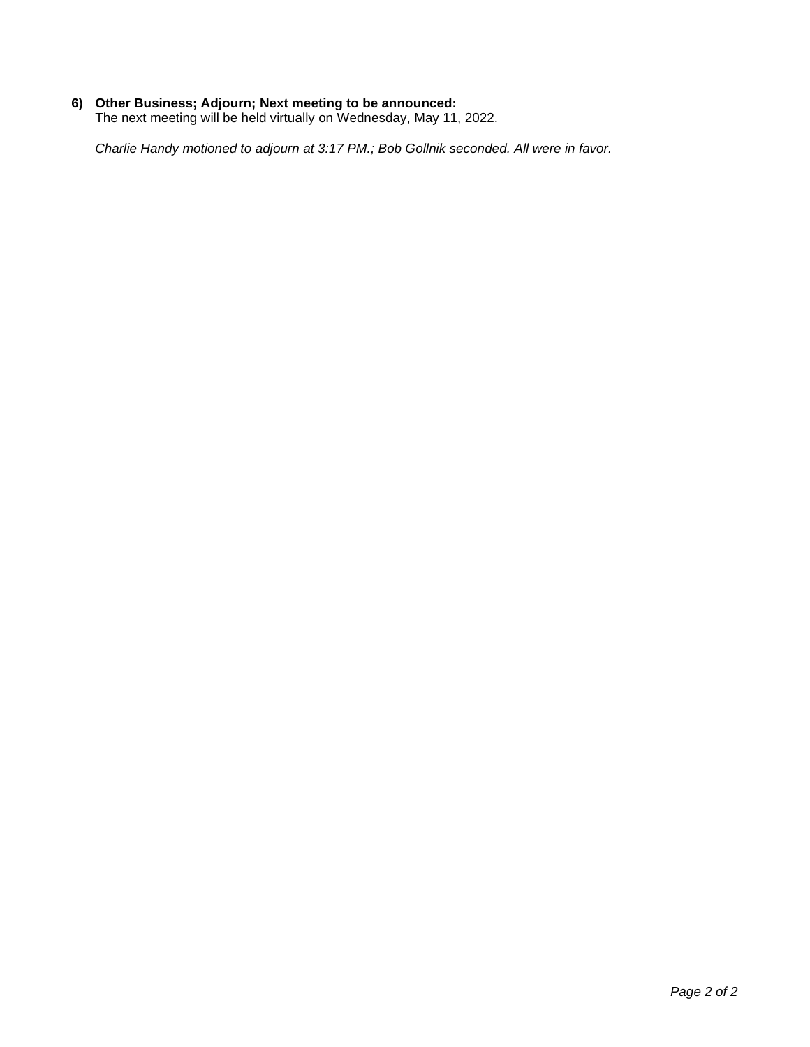**6) Other Business; Adjourn; Next meeting to be announced:**
The next meeting will be held virtually on Wednesday, May 11, 2022.

*Charlie Handy motioned to adjourn at 3:17 PM.; Bob Gollnik seconded. All were in favor.*